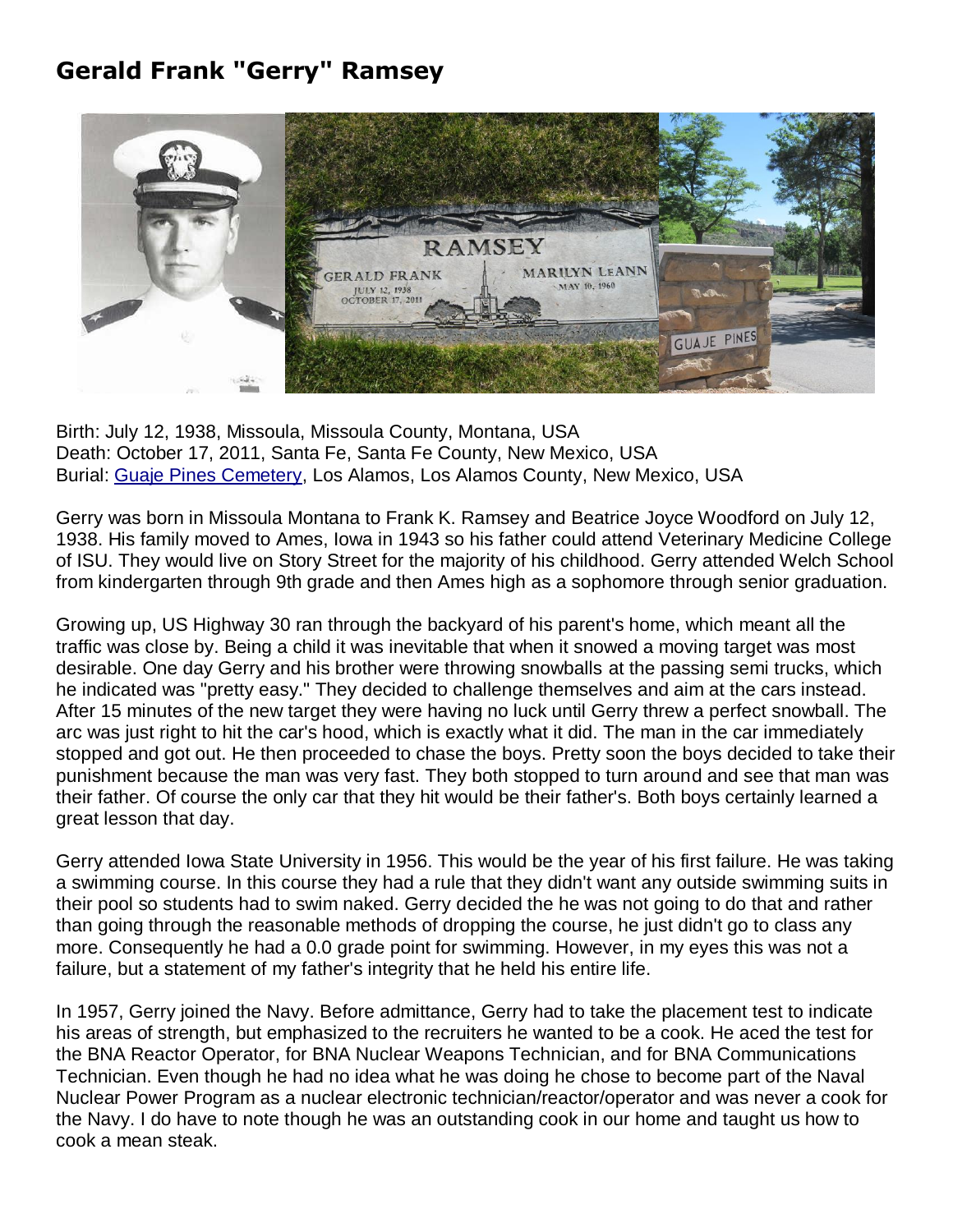# Gerald Frank "Gerry" Ramsey

Birth: July 12, 1938, Missoula, Missoula County, Montana, USA
Death: October 17, 2011, Santa Fe, Santa Fe County, New Mexico, USA
Burial: Guaje Pines Cemetery, Los Alamos, Los Alamos County, New Mexico, USA

Gerry was born in Missoula Montana to Frank K. Ramsey and Beatrice Joyce Woodford on July 12, 1938. His family moved to Ames, Iowa in 1943 so his father could attend Veterinary Medicine College of ISU. They would live on Story Street for the majority of his childhood. Gerry attended Welch School from kindergarten through 9th grade and then Ames high as a sophomore through senior graduation.

Growing up, US Highway 30 ran through the backyard of his parent's home, which meant all the traffic was close by. Being a child it was inevitable that when it snowed a moving target was most desirable. One day Gerry and his brother were throwing snowballs at the passing semi trucks, which he indicated was "pretty easy." They decided to challenge themselves and aim at the cars instead. After 15 minutes of the new target they were having no luck until Gerry threw a perfect snowball. The arc was just right to hit the car's hood, which is exactly what it did. The man in the car immediately stopped and got out. He then proceeded to chase the boys. Pretty soon the boys decided to take their punishment because the man was very fast. They both stopped to turn around and see that man was their father. Of course the only car that they hit would be their father's. Both boys certainly learned a great lesson that day.

Gerry attended Iowa State University in 1956. This would be the year of his first failure. He was taking a swimming course. In this course they had a rule that they didn't want any outside swimming suits in their pool so students had to swim naked. Gerry decided the he was not going to do that and rather than going through the reasonable methods of dropping the course, he just didn't go to class any more. Consequently he had a 0.0 grade point for swimming. However, in my eyes this was not a failure, but a statement of my father's integrity that he held his entire life.

In 1957, Gerry joined the Navy. Before admittance, Gerry had to take the placement test to indicate his areas of strength, but emphasized to the recruiters he wanted to be a cook. He aced the test for the BNA Reactor Operator, for BNA Nuclear Weapons Technician, and for BNA Communications Technician. Even though he had no idea what he was doing he chose to become part of the Naval Nuclear Power Program as a nuclear electronic technician/reactor/operator and was never a cook for the Navy. I do have to note though he was an outstanding cook in our home and taught us how to cook a mean steak.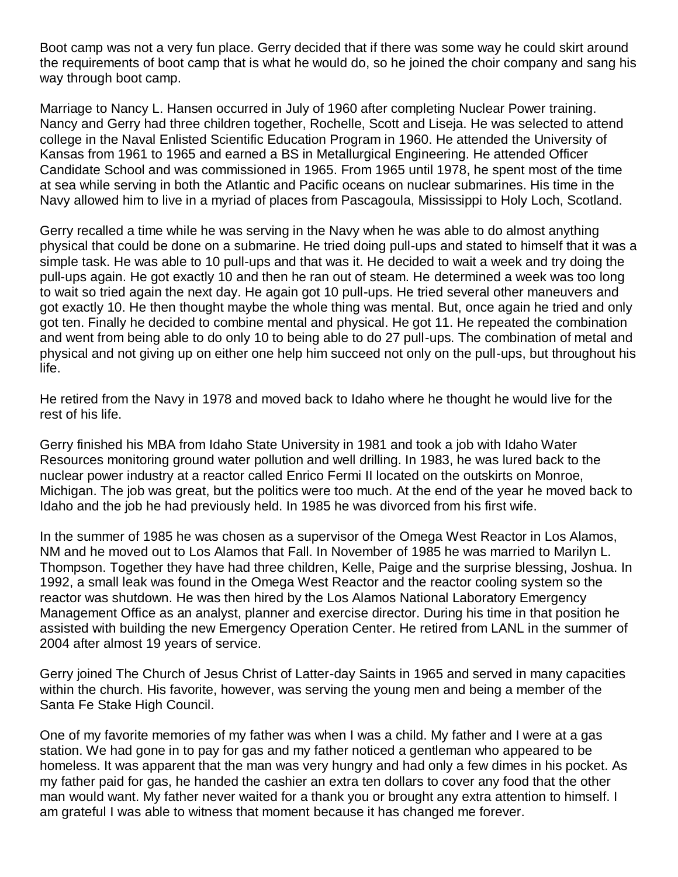Boot camp was not a very fun place. Gerry decided that if there was some way he could skirt around the requirements of boot camp that is what he would do, so he joined the choir company and sang his way through boot camp.

Marriage to Nancy L. Hansen occurred in July of 1960 after completing Nuclear Power training. Nancy and Gerry had three children together, Rochelle, Scott and Liseja. He was selected to attend college in the Naval Enlisted Scientific Education Program in 1960. He attended the University of Kansas from 1961 to 1965 and earned a BS in Metallurgical Engineering. He attended Officer Candidate School and was commissioned in 1965. From 1965 until 1978, he spent most of the time at sea while serving in both the Atlantic and Pacific oceans on nuclear submarines. His time in the Navy allowed him to live in a myriad of places from Pascagoula, Mississippi to Holy Loch, Scotland.

Gerry recalled a time while he was serving in the Navy when he was able to do almost anything physical that could be done on a submarine. He tried doing pull-ups and stated to himself that it was a simple task. He was able to 10 pull-ups and that was it. He decided to wait a week and try doing the pull-ups again. He got exactly 10 and then he ran out of steam. He determined a week was too long to wait so tried again the next day. He again got 10 pull-ups. He tried several other maneuvers and got exactly 10. He then thought maybe the whole thing was mental. But, once again he tried and only got ten. Finally he decided to combine mental and physical. He got 11. He repeated the combination and went from being able to do only 10 to being able to do 27 pull-ups. The combination of metal and physical and not giving up on either one help him succeed not only on the pull-ups, but throughout his life.

He retired from the Navy in 1978 and moved back to Idaho where he thought he would live for the rest of his life.

Gerry finished his MBA from Idaho State University in 1981 and took a job with Idaho Water Resources monitoring ground water pollution and well drilling. In 1983, he was lured back to the nuclear power industry at a reactor called Enrico Fermi II located on the outskirts on Monroe, Michigan. The job was great, but the politics were too much. At the end of the year he moved back to Idaho and the job he had previously held. In 1985 he was divorced from his first wife.

In the summer of 1985 he was chosen as a supervisor of the Omega West Reactor in Los Alamos, NM and he moved out to Los Alamos that Fall. In November of 1985 he was married to Marilyn L. Thompson. Together they have had three children, Kelle, Paige and the surprise blessing, Joshua. In 1992, a small leak was found in the Omega West Reactor and the reactor cooling system so the reactor was shutdown. He was then hired by the Los Alamos National Laboratory Emergency Management Office as an analyst, planner and exercise director. During his time in that position he assisted with building the new Emergency Operation Center. He retired from LANL in the summer of 2004 after almost 19 years of service.

Gerry joined The Church of Jesus Christ of Latter-day Saints in 1965 and served in many capacities within the church. His favorite, however, was serving the young men and being a member of the Santa Fe Stake High Council.

One of my favorite memories of my father was when I was a child. My father and I were at a gas station. We had gone in to pay for gas and my father noticed a gentleman who appeared to be homeless. It was apparent that the man was very hungry and had only a few dimes in his pocket. As my father paid for gas, he handed the cashier an extra ten dollars to cover any food that the other man would want. My father never waited for a thank you or brought any extra attention to himself. I am grateful I was able to witness that moment because it has changed me forever.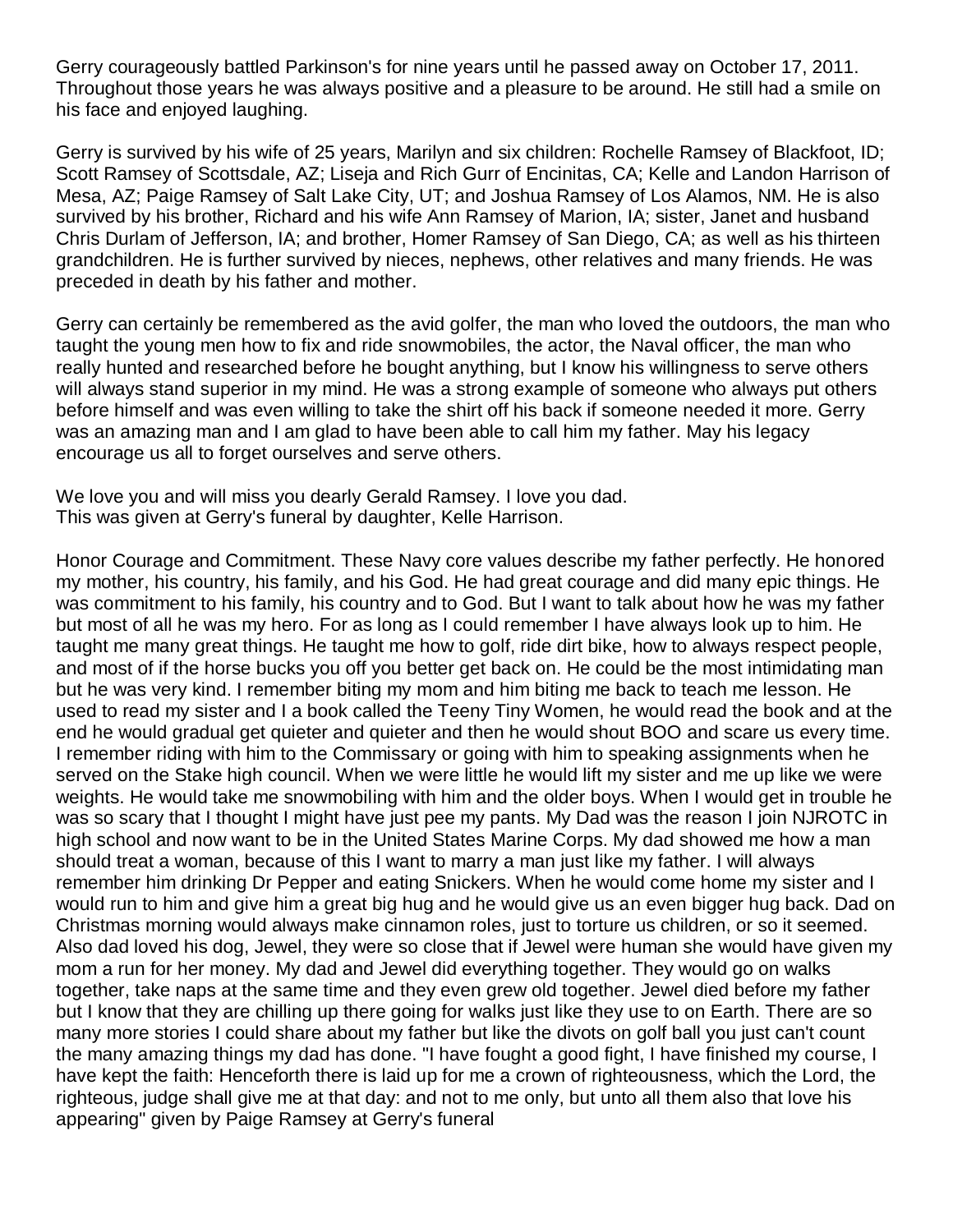Gerry courageously battled Parkinson's for nine years until he passed away on October 17, 2011. Throughout those years he was always positive and a pleasure to be around. He still had a smile on his face and enjoyed laughing.

Gerry is survived by his wife of 25 years, Marilyn and six children: Rochelle Ramsey of Blackfoot, ID; Scott Ramsey of Scottsdale, AZ; Liseja and Rich Gurr of Encinitas, CA; Kelle and Landon Harrison of Mesa, AZ; Paige Ramsey of Salt Lake City, UT; and Joshua Ramsey of Los Alamos, NM. He is also survived by his brother, Richard and his wife Ann Ramsey of Marion, IA; sister, Janet and husband Chris Durlam of Jefferson, IA; and brother, Homer Ramsey of San Diego, CA; as well as his thirteen grandchildren. He is further survived by nieces, nephews, other relatives and many friends. He was preceded in death by his father and mother.

Gerry can certainly be remembered as the avid golfer, the man who loved the outdoors, the man who taught the young men how to fix and ride snowmobiles, the actor, the Naval officer, the man who really hunted and researched before he bought anything, but I know his willingness to serve others will always stand superior in my mind. He was a strong example of someone who always put others before himself and was even willing to take the shirt off his back if someone needed it more. Gerry was an amazing man and I am glad to have been able to call him my father. May his legacy encourage us all to forget ourselves and serve others.

We love you and will miss you dearly Gerald Ramsey. I love you dad.
This was given at Gerry's funeral by daughter, Kelle Harrison.

Honor Courage and Commitment. These Navy core values describe my father perfectly. He honored my mother, his country, his family, and his God. He had great courage and did many epic things. He was commitment to his family, his country and to God. But I want to talk about how he was my father but most of all he was my hero. For as long as I could remember I have always look up to him. He taught me many great things. He taught me how to golf, ride dirt bike, how to always respect people, and most of if the horse bucks you off you better get back on. He could be the most intimidating man but he was very kind. I remember biting my mom and him biting me back to teach me lesson. He used to read my sister and I a book called the Teeny Tiny Women, he would read the book and at the end he would gradual get quieter and quieter and then he would shout BOO and scare us every time. I remember riding with him to the Commissary or going with him to speaking assignments when he served on the Stake high council. When we were little he would lift my sister and me up like we were weights. He would take me snowmobiling with him and the older boys. When I would get in trouble he was so scary that I thought I might have just pee my pants. My Dad was the reason I join NJROTC in high school and now want to be in the United States Marine Corps. My dad showed me how a man should treat a woman, because of this I want to marry a man just like my father. I will always remember him drinking Dr Pepper and eating Snickers. When he would come home my sister and I would run to him and give him a great big hug and he would give us an even bigger hug back. Dad on Christmas morning would always make cinnamon roles, just to torture us children, or so it seemed. Also dad loved his dog, Jewel, they were so close that if Jewel were human she would have given my mom a run for her money. My dad and Jewel did everything together. They would go on walks together, take naps at the same time and they even grew old together. Jewel died before my father but I know that they are chilling up there going for walks just like they use to on Earth. There are so many more stories I could share about my father but like the divots on golf ball you just can't count the many amazing things my dad has done. "I have fought a good fight, I have finished my course, I have kept the faith: Henceforth there is laid up for me a crown of righteousness, which the Lord, the righteous, judge shall give me at that day: and not to me only, but unto all them also that love his appearing" given by Paige Ramsey at Gerry's funeral